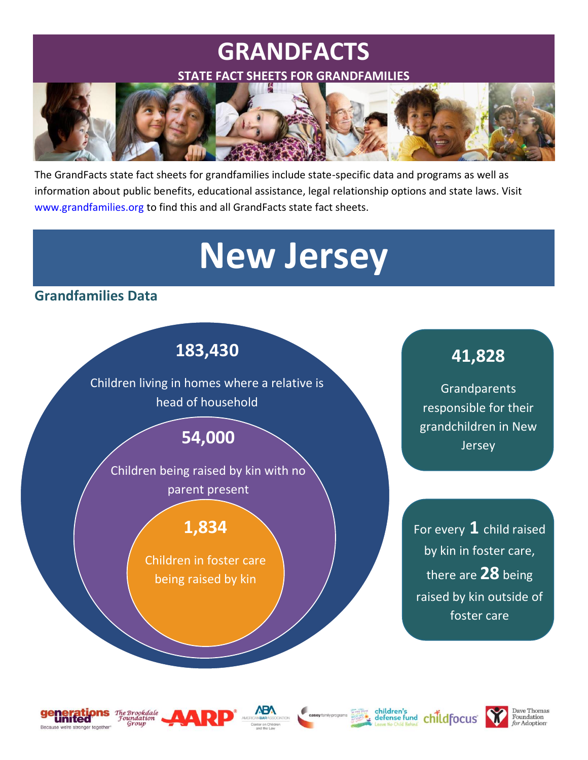# GRANDFACTS

**STATE FACT SHEETS FOR GRANDFAMILIES**

The GrandFacts state fact sheets for grandfamilies include state-specific data and programs as well as information about public benefits, educational assistance, legal relationship options and state laws. Visit www.grandfamilies.org to find this and all GrandFacts state fact sheets.

# New Jersey

## Grandfamilies Data

**183,430**

Children living in homes where a relative is head of household

**54,000**

Children being raised by kin with no parent present

**1,834**

Children in foster care being raised by kin

**41,828**

Grandparents responsible for their grandchildren in New Jersey

For every **1** child raised by kin in foster care, there are **28** being raised by kin outside of foster care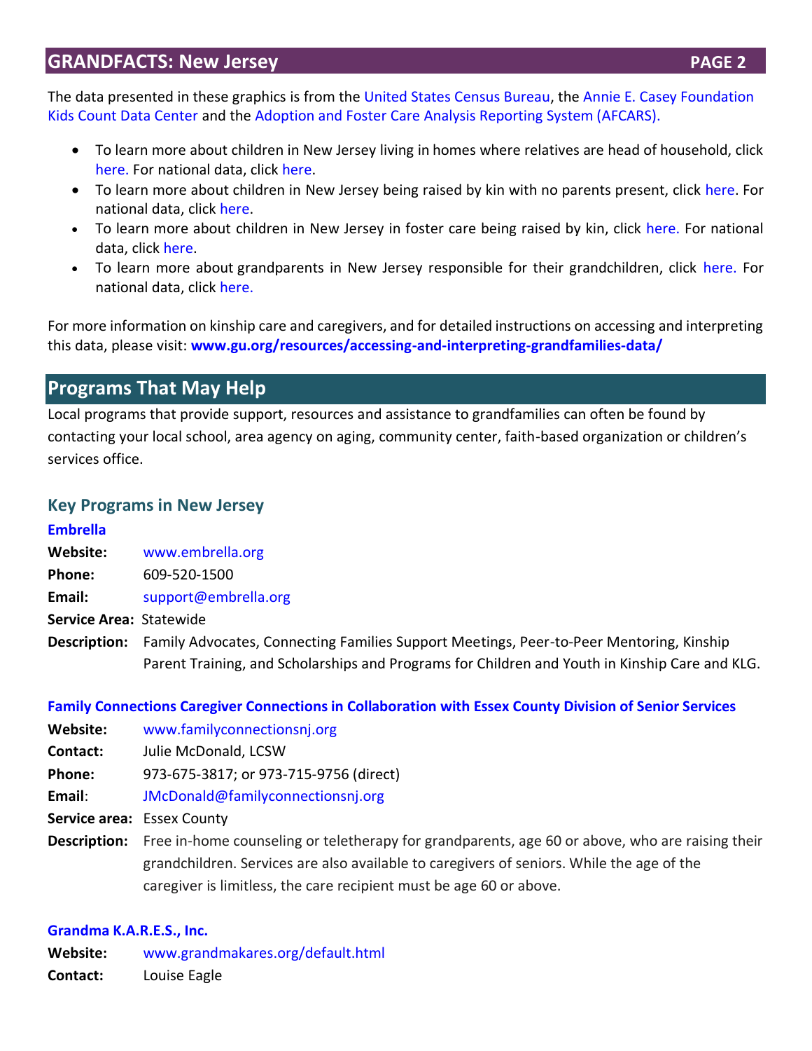The data presented in these graphics is from the United States Census Bureau, the Annie E. Casey Foundation Kids Count Data Center and the Adoption and Foster Care Analysis Reporting System (AFCARS).

- To learn more about children in New Jersey living in homes where relatives are head of household, click here. For national data, click here.
- To learn more about children in New Jersey being raised by kin with no parents present, click here. For national data, click here.
- To learn more about children in New Jersey in foster care being raised by kin, click here. For national data, click here.
- To learn more about grandparents in New Jersey responsible for their grandchildren, click here. For national data, click here.

For more information on kinship care and caregivers, and for detailed instructions on accessing and interpreting this data, please visit: **www.gu.org/resources/accessing-and-interpreting-grandfamilies-data/**

## Programs That May Help

Local programs that provide support, resources and assistance to grandfamilies can often be found by contacting your local school, area agency on aging, community center, faith-based organization or children's services office.

### Key Programs in New Jersey

**Embrella**

**Website:** www.embrella.org
**Phone:** 609-520-1500
**Email:** support@embrella.org
**Service Area:** Statewide
**Description:** Family Advocates, Connecting Families Support Meetings, Peer-to-Peer Mentoring, Kinship Parent Training, and Scholarships and Programs for Children and Youth in Kinship Care and KLG.

**Family Connections Caregiver Connections in Collaboration with Essex County Division of Senior Services**

**Website:** www.familyconnectionsnj.org
**Contact:** Julie McDonald, LCSW
**Phone:** 973-675-3817; or 973-715-9756 (direct)
**Email:** JMcDonald@familyconnectionsnj.org
**Service area:** Essex County
**Description:** Free in-home counseling or teletherapy for grandparents, age 60 or above, who are raising their grandchildren. Services are also available to caregivers of seniors. While the age of the caregiver is limitless, the care recipient must be age 60 or above.

**Grandma K.A.R.E.S., Inc.**

**Website:** www.grandmakares.org/default.html
**Contact:** Louise Eagle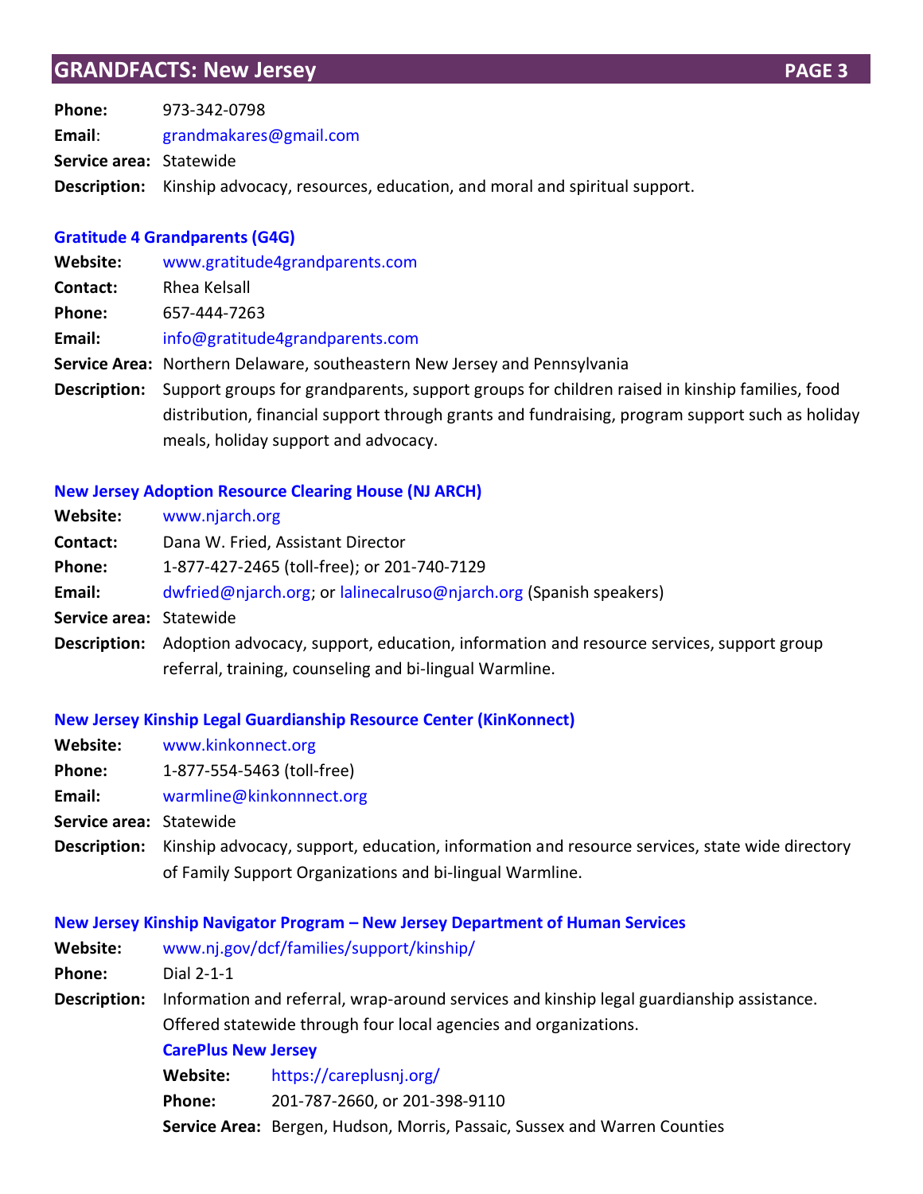**Phone:** 973-342-0798
**Email**: grandmakares@gmail.com
**Service area:** Statewide
**Description:** Kinship advocacy, resources, education, and moral and spiritual support.

### Gratitude 4 Grandparents (G4G)

**Website:** www.gratitude4grandparents.com
**Contact:** Rhea Kelsall
**Phone:** 657-444-7263
**Email:** info@gratitude4grandparents.com
**Service Area:** Northern Delaware, southeastern New Jersey and Pennsylvania
**Description:** Support groups for grandparents, support groups for children raised in kinship families, food distribution, financial support through grants and fundraising, program support such as holiday meals, holiday support and advocacy.

### New Jersey Adoption Resource Clearing House (NJ ARCH)

**Website:** www.njarch.org
**Contact:** Dana W. Fried, Assistant Director
**Phone:** 1-877-427-2465 (toll-free); or 201-740-7129
**Email:** dwfried@njarch.org; or lalinecalruso@njarch.org (Spanish speakers)
**Service area:** Statewide
**Description:** Adoption advocacy, support, education, information and resource services, support group referral, training, counseling and bi-lingual Warmline.

### New Jersey Kinship Legal Guardianship Resource Center (KinKonnect)

**Website:** www.kinkonnect.org
**Phone:** 1-877-554-5463 (toll-free)
**Email:** warmline@kinkonnnect.org
**Service area:** Statewide
**Description:** Kinship advocacy, support, education, information and resource services, state wide directory of Family Support Organizations and bi-lingual Warmline.

### New Jersey Kinship Navigator Program – New Jersey Department of Human Services

**Website:** www.nj.gov/dcf/families/support/kinship/
**Phone:** Dial 2-1-1
**Description:** Information and referral, wrap-around services and kinship legal guardianship assistance. Offered statewide through four local agencies and organizations.

#### CarePlus New Jersey

**Website:** https://careplusnj.org/
**Phone:** 201-787-2660, or 201-398-9110
**Service Area:** Bergen, Hudson, Morris, Passaic, Sussex and Warren Counties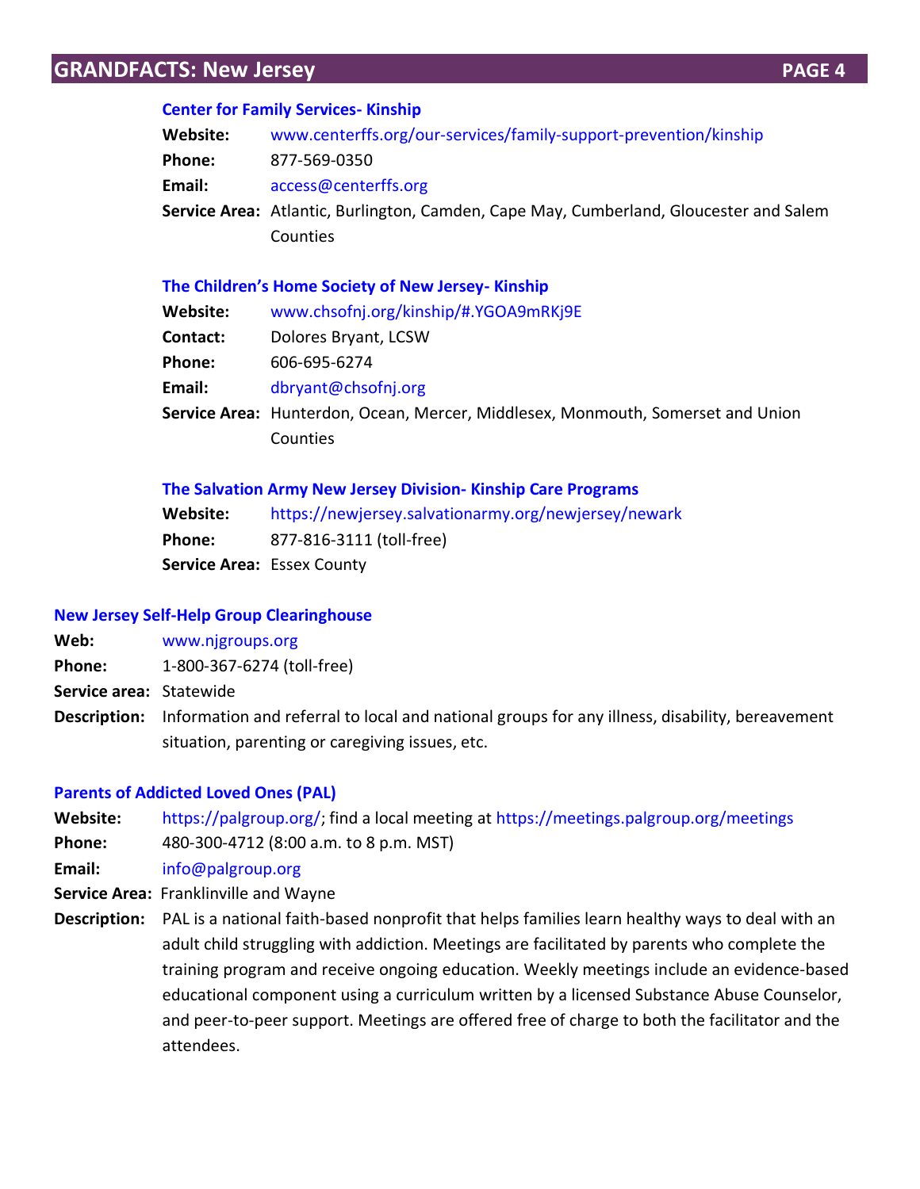### Center for Family Services- Kinship

**Website:** www.centerffs.org/our-services/family-support-prevention/kinship
**Phone:** 877-569-0350
**Email:** access@centerffs.org
**Service Area:** Atlantic, Burlington, Camden, Cape May, Cumberland, Gloucester and Salem Counties

### The Children's Home Society of New Jersey- Kinship

**Website:** www.chsofnj.org/kinship/#.YGOA9mRKj9E
**Contact:** Dolores Bryant, LCSW
**Phone:** 606-695-6274
**Email:** dbryant@chsofnj.org
**Service Area:** Hunterdon, Ocean, Mercer, Middlesex, Monmouth, Somerset and Union Counties

### The Salvation Army New Jersey Division- Kinship Care Programs

**Website:** https://newjersey.salvationarmy.org/newjersey/newark
**Phone:** 877-816-3111 (toll-free)
**Service Area:** Essex County

## New Jersey Self-Help Group Clearinghouse

**Web:** www.njgroups.org
**Phone:** 1-800-367-6274 (toll-free)
**Service area:** Statewide
**Description:** Information and referral to local and national groups for any illness, disability, bereavement situation, parenting or caregiving issues, etc.

## Parents of Addicted Loved Ones (PAL)

**Website:** https://palgroup.org/; find a local meeting at https://meetings.palgroup.org/meetings
**Phone:** 480-300-4712 (8:00 a.m. to 8 p.m. MST)
**Email:** info@palgroup.org
**Service Area:** Franklinville and Wayne
**Description:** PAL is a national faith-based nonprofit that helps families learn healthy ways to deal with an adult child struggling with addiction. Meetings are facilitated by parents who complete the training program and receive ongoing education. Weekly meetings include an evidence-based educational component using a curriculum written by a licensed Substance Abuse Counselor, and peer-to-peer support. Meetings are offered free of charge to both the facilitator and the attendees.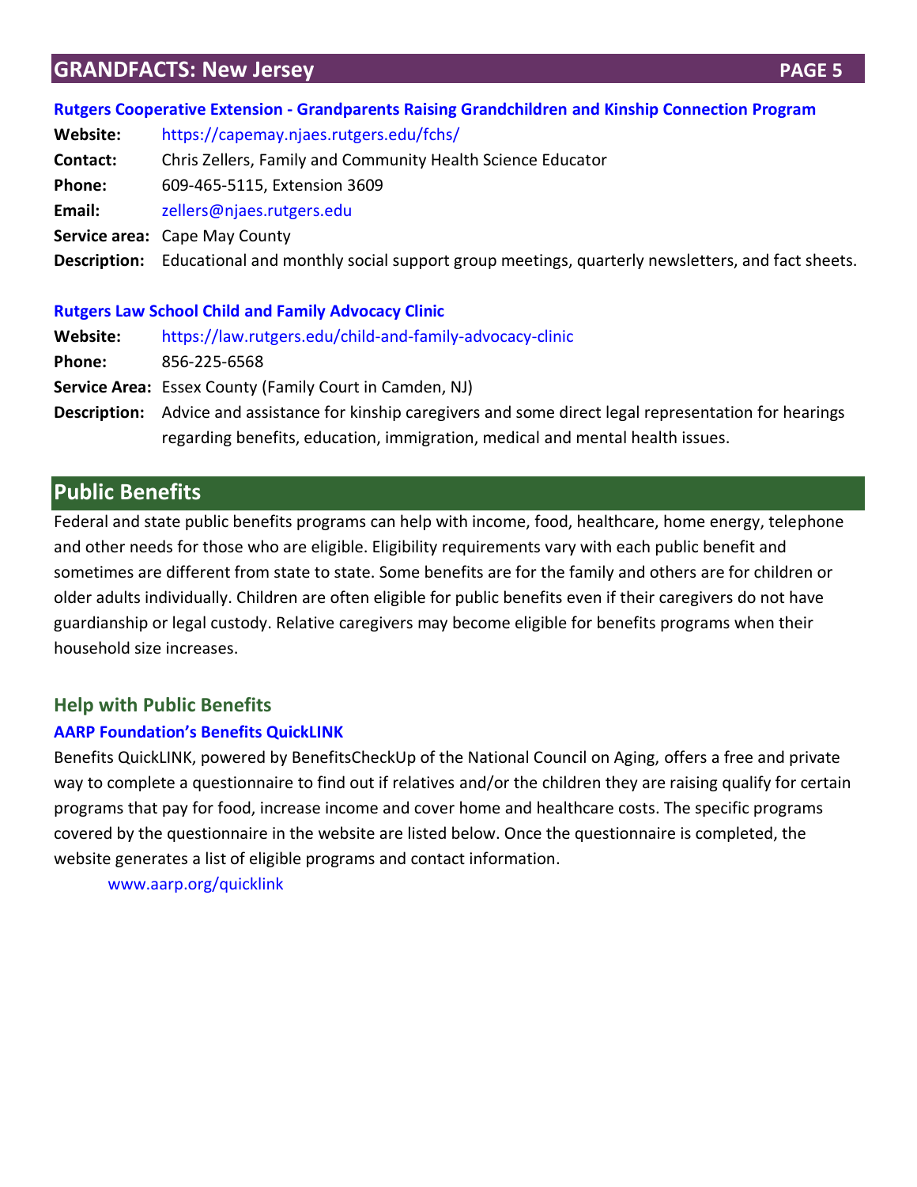### Rutgers Cooperative Extension - Grandparents Raising Grandchildren and Kinship Connection Program

**Website:** https://capemay.njaes.rutgers.edu/fchs/

**Contact:** Chris Zellers, Family and Community Health Science Educator

**Phone:** 609-465-5115, Extension 3609

**Email:** zellers@njaes.rutgers.edu

**Service area:** Cape May County

**Description:** Educational and monthly social support group meetings, quarterly newsletters, and fact sheets.

### Rutgers Law School Child and Family Advocacy Clinic

**Website:** https://law.rutgers.edu/child-and-family-advocacy-clinic

**Phone:** 856-225-6568

**Service Area:** Essex County (Family Court in Camden, NJ)

**Description:** Advice and assistance for kinship caregivers and some direct legal representation for hearings regarding benefits, education, immigration, medical and mental health issues.

## Public Benefits

Federal and state public benefits programs can help with income, food, healthcare, home energy, telephone and other needs for those who are eligible. Eligibility requirements vary with each public benefit and sometimes are different from state to state. Some benefits are for the family and others are for children or older adults individually. Children are often eligible for public benefits even if their caregivers do not have guardianship or legal custody. Relative caregivers may become eligible for benefits programs when their household size increases.

### Help with Public Benefits

#### AARP Foundation's Benefits QuickLINK

Benefits QuickLINK, powered by BenefitsCheckUp of the National Council on Aging, offers a free and private way to complete a questionnaire to find out if relatives and/or the children they are raising qualify for certain programs that pay for food, increase income and cover home and healthcare costs. The specific programs covered by the questionnaire in the website are listed below. Once the questionnaire is completed, the website generates a list of eligible programs and contact information.

www.aarp.org/quicklink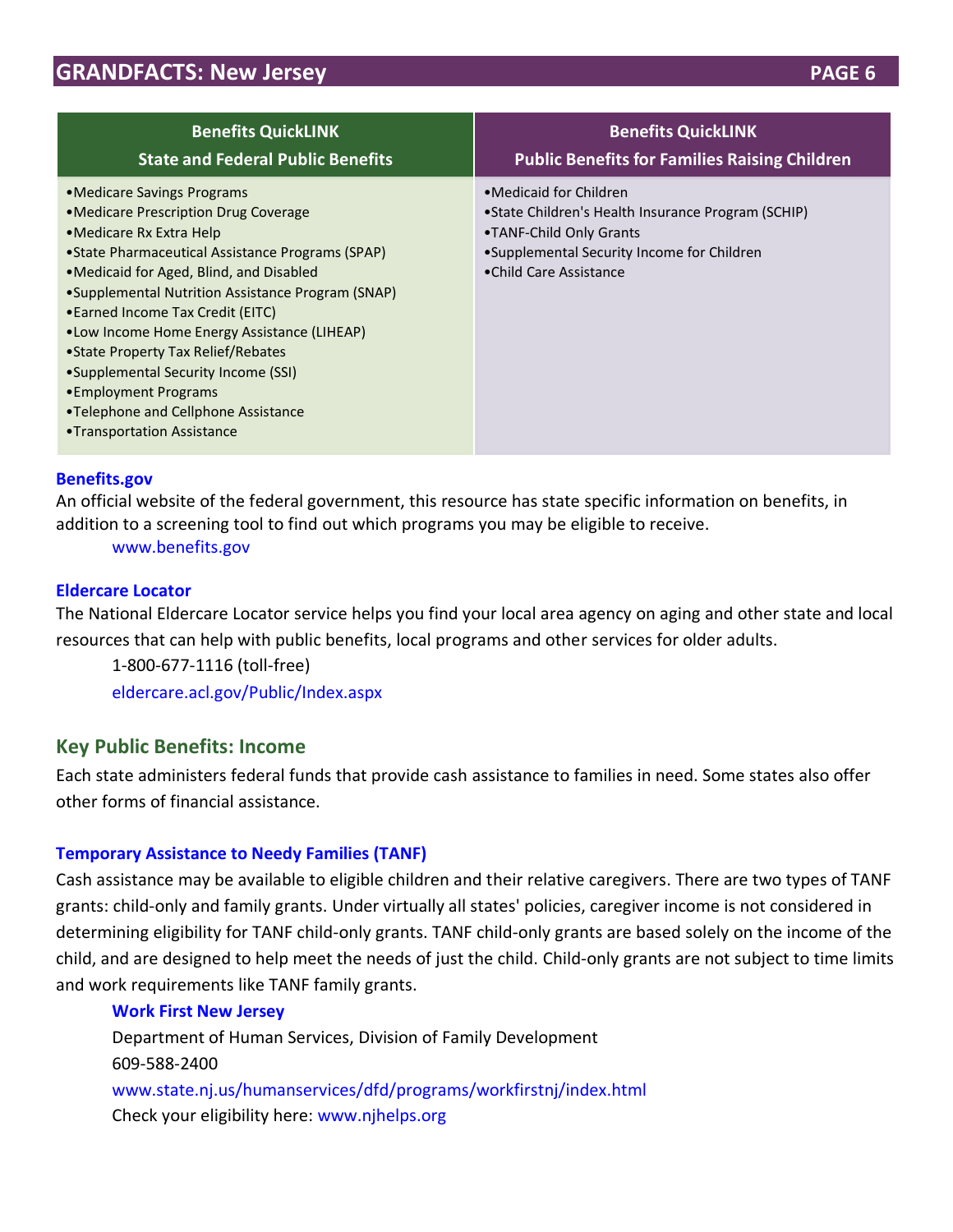| Benefits QuickLINK<br>State and Federal Public Benefits | Benefits QuickLINK<br>Public Benefits for Families Raising Children |
|---|---|
| •Medicare Savings Programs<br>•Medicare Prescription Drug Coverage<br>•Medicare Rx Extra Help<br>•State Pharmaceutical Assistance Programs (SPAP)<br>•Medicaid for Aged, Blind, and Disabled<br>•Supplemental Nutrition Assistance Program (SNAP)<br>•Earned Income Tax Credit (EITC)<br>•Low Income Home Energy Assistance (LIHEAP)<br>•State Property Tax Relief/Rebates<br>•Supplemental Security Income (SSI)<br>•Employment Programs<br>•Telephone and Cellphone Assistance<br>•Transportation Assistance | •Medicaid for Children<br>•State Children's Health Insurance Program (SCHIP)<br>•TANF-Child Only Grants<br>•Supplemental Security Income for Children<br>•Child Care Assistance |

### Benefits.gov

An official website of the federal government, this resource has state specific information on benefits, in addition to a screening tool to find out which programs you may be eligible to receive.

www.benefits.gov

### Eldercare Locator

The National Eldercare Locator service helps you find your local area agency on aging and other state and local resources that can help with public benefits, local programs and other services for older adults.

1-800-677-1116 (toll-free)

eldercare.acl.gov/Public/Index.aspx

## Key Public Benefits: Income

Each state administers federal funds that provide cash assistance to families in need. Some states also offer other forms of financial assistance.

### Temporary Assistance to Needy Families (TANF)

Cash assistance may be available to eligible children and their relative caregivers. There are two types of TANF grants: child-only and family grants. Under virtually all states' policies, caregiver income is not considered in determining eligibility for TANF child-only grants. TANF child-only grants are based solely on the income of the child, and are designed to help meet the needs of just the child. Child-only grants are not subject to time limits and work requirements like TANF family grants.

**Work First New Jersey**
Department of Human Services, Division of Family Development
609-588-2400
www.state.nj.us/humanservices/dfd/programs/workfirstnj/index.html
Check your eligibility here: www.njhelps.org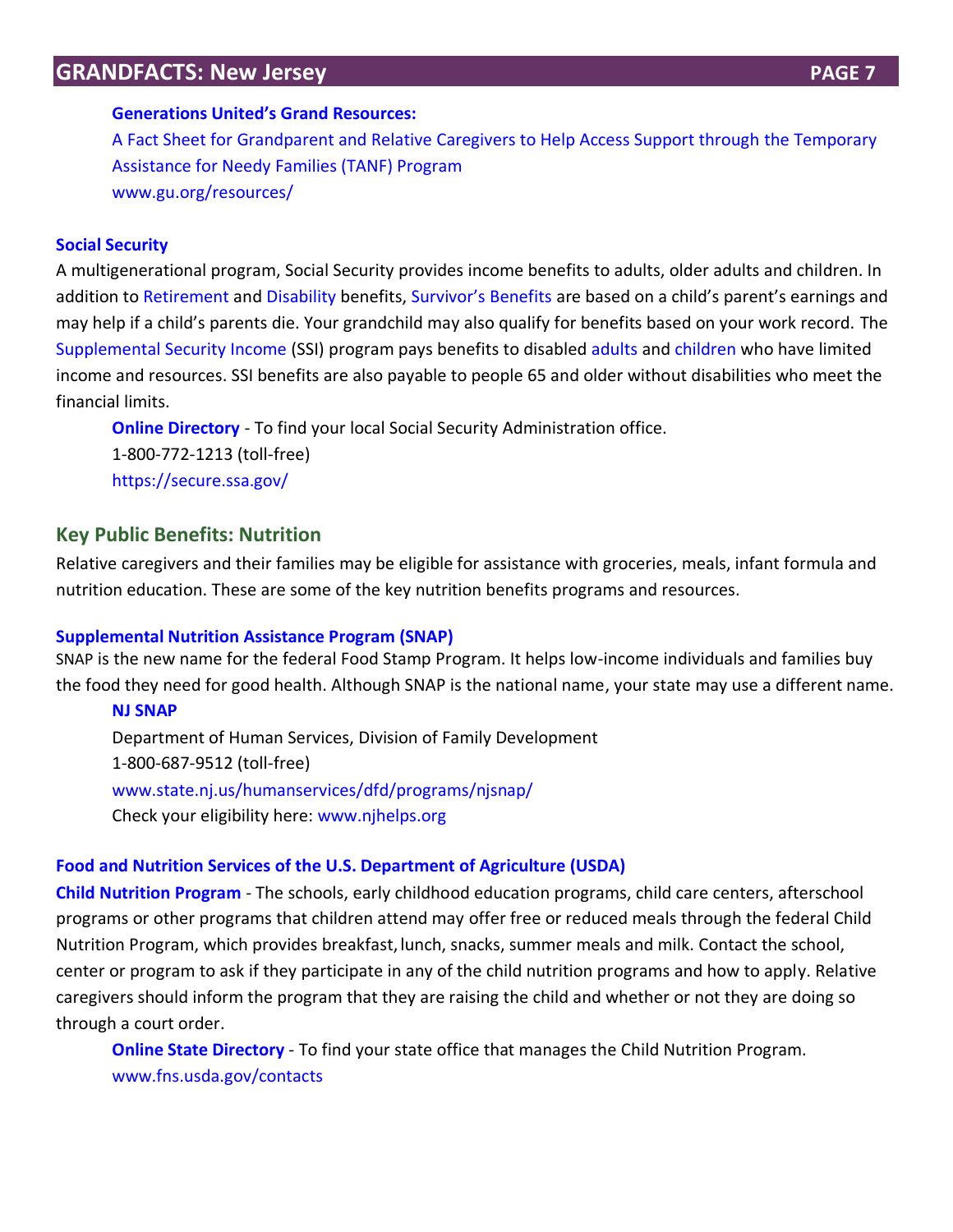**Generations United's Grand Resources:**
A Fact Sheet for Grandparent and Relative Caregivers to Help Access Support through the Temporary Assistance for Needy Families (TANF) Program
www.gu.org/resources/

**Social Security**

A multigenerational program, Social Security provides income benefits to adults, older adults and children. In addition to Retirement and Disability benefits, Survivor's Benefits are based on a child's parent's earnings and may help if a child's parents die. Your grandchild may also qualify for benefits based on your work record. The Supplemental Security Income (SSI) program pays benefits to disabled adults and children who have limited income and resources. SSI benefits are also payable to people 65 and older without disabilities who meet the financial limits.

**Online Directory** - To find your local Social Security Administration office.
1-800-772-1213 (toll-free)
https://secure.ssa.gov/

## Key Public Benefits: Nutrition

Relative caregivers and their families may be eligible for assistance with groceries, meals, infant formula and nutrition education. These are some of the key nutrition benefits programs and resources.

**Supplemental Nutrition Assistance Program (SNAP)**

SNAP is the new name for the federal Food Stamp Program. It helps low-income individuals and families buy the food they need for good health. Although SNAP is the national name, your state may use a different name.

**NJ SNAP**
Department of Human Services, Division of Family Development
1-800-687-9512 (toll-free)
www.state.nj.us/humanservices/dfd/programs/njsnap/
Check your eligibility here: www.njhelps.org

**Food and Nutrition Services of the U.S. Department of Agriculture (USDA)**

**Child Nutrition Program** - The schools, early childhood education programs, child care centers, afterschool programs or other programs that children attend may offer free or reduced meals through the federal Child Nutrition Program, which provides breakfast, lunch, snacks, summer meals and milk. Contact the school, center or program to ask if they participate in any of the child nutrition programs and how to apply. Relative caregivers should inform the program that they are raising the child and whether or not they are doing so through a court order.

**Online State Directory** - To find your state office that manages the Child Nutrition Program.
www.fns.usda.gov/contacts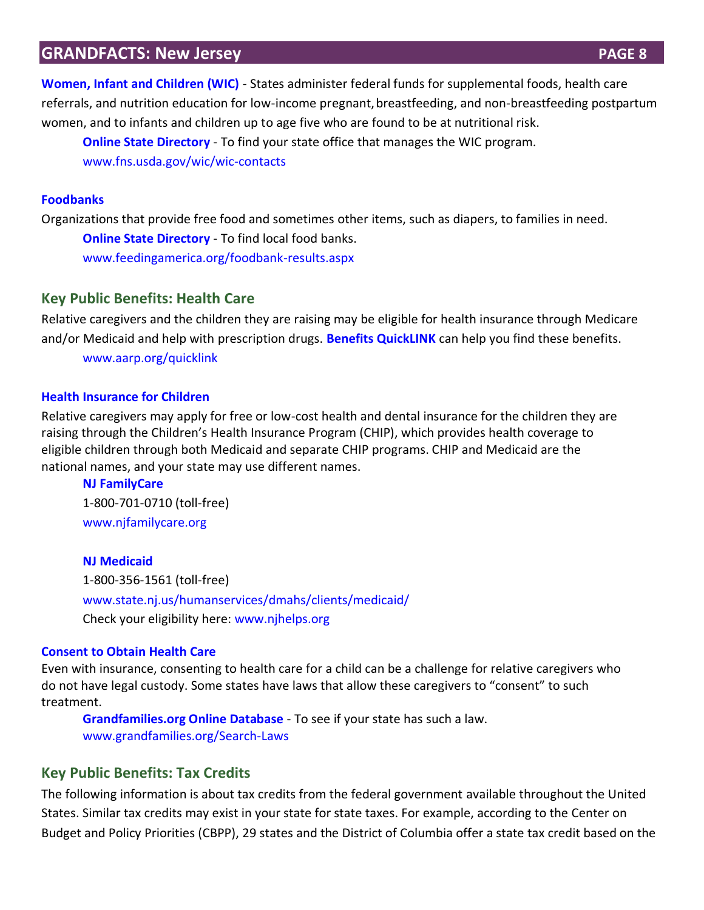**Women, Infant and Children (WIC)** - States administer federal funds for supplemental foods, health care referrals, and nutrition education for low-income pregnant, breastfeeding, and non-breastfeeding postpartum women, and to infants and children up to age five who are found to be at nutritional risk.

**Online State Directory** - To find your state office that manages the WIC program.
www.fns.usda.gov/wic/wic-contacts

**Foodbanks**

Organizations that provide free food and sometimes other items, such as diapers, to families in need.

**Online State Directory** - To find local food banks.
www.feedingamerica.org/foodbank-results.aspx

## Key Public Benefits: Health Care

Relative caregivers and the children they are raising may be eligible for health insurance through Medicare and/or Medicaid and help with prescription drugs. **Benefits QuickLINK** can help you find these benefits.
www.aarp.org/quicklink

**Health Insurance for Children**

Relative caregivers may apply for free or low-cost health and dental insurance for the children they are raising through the Children's Health Insurance Program (CHIP), which provides health coverage to eligible children through both Medicaid and separate CHIP programs. CHIP and Medicaid are the national names, and your state may use different names.

**NJ FamilyCare**
1-800-701-0710 (toll-free)
www.njfamilycare.org

**NJ Medicaid**
1-800-356-1561 (toll-free)
www.state.nj.us/humanservices/dmahs/clients/medicaid/
Check your eligibility here: www.njhelps.org

**Consent to Obtain Health Care**

Even with insurance, consenting to health care for a child can be a challenge for relative caregivers who do not have legal custody. Some states have laws that allow these caregivers to "consent" to such treatment.

**Grandfamilies.org Online Database** - To see if your state has such a law.
www.grandfamilies.org/Search-Laws

## Key Public Benefits: Tax Credits

The following information is about tax credits from the federal government available throughout the United States. Similar tax credits may exist in your state for state taxes. For example, according to the Center on Budget and Policy Priorities (CBPP), 29 states and the District of Columbia offer a state tax credit based on the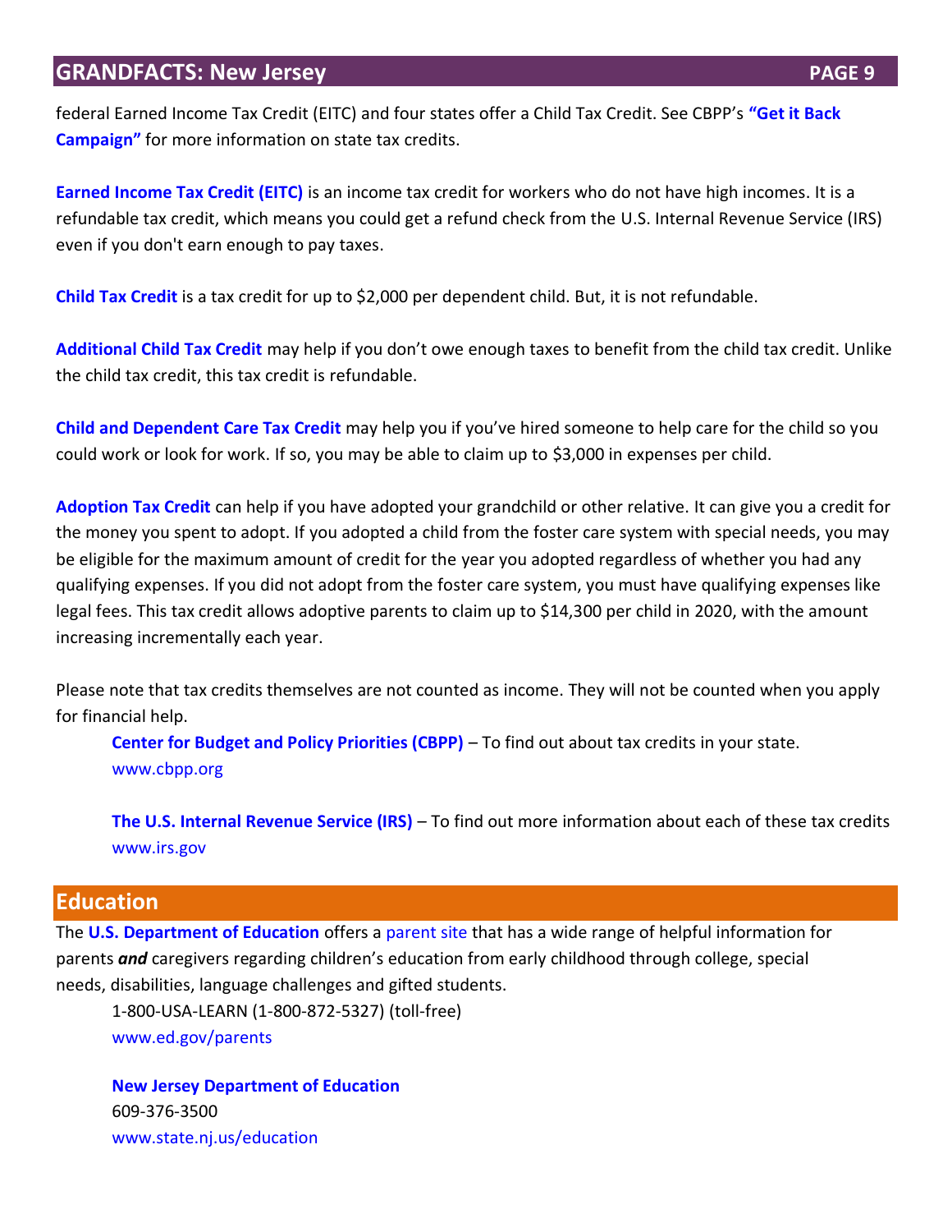federal Earned Income Tax Credit (EITC) and four states offer a Child Tax Credit. See CBPP's **"Get it Back Campaign"** for more information on state tax credits.

**Earned Income Tax Credit (EITC)** is an income tax credit for workers who do not have high incomes. It is a refundable tax credit, which means you could get a refund check from the U.S. Internal Revenue Service (IRS) even if you don't earn enough to pay taxes.

**Child Tax Credit** is a tax credit for up to $2,000 per dependent child. But, it is not refundable.

**Additional Child Tax Credit** may help if you don't owe enough taxes to benefit from the child tax credit. Unlike the child tax credit, this tax credit is refundable.

**Child and Dependent Care Tax Credit** may help you if you've hired someone to help care for the child so you could work or look for work. If so, you may be able to claim up to $3,000 in expenses per child.

**Adoption Tax Credit** can help if you have adopted your grandchild or other relative. It can give you a credit for the money you spent to adopt. If you adopted a child from the foster care system with special needs, you may be eligible for the maximum amount of credit for the year you adopted regardless of whether you had any qualifying expenses. If you did not adopt from the foster care system, you must have qualifying expenses like legal fees. This tax credit allows adoptive parents to claim up to $14,300 per child in 2020, with the amount increasing incrementally each year.

Please note that tax credits themselves are not counted as income. They will not be counted when you apply for financial help.

> **Center for Budget and Policy Priorities (CBPP)** – To find out about tax credits in your state.
> www.cbpp.org
>
> **The U.S. Internal Revenue Service (IRS)** – To find out more information about each of these tax credits
> www.irs.gov

## Education

The **U.S. Department of Education** offers a parent site that has a wide range of helpful information for parents ***and*** caregivers regarding children's education from early childhood through college, special needs, disabilities, language challenges and gifted students.

> 1-800-USA-LEARN (1-800-872-5327) (toll-free)
> www.ed.gov/parents
>
> **New Jersey Department of Education**
> 609-376-3500
> www.state.nj.us/education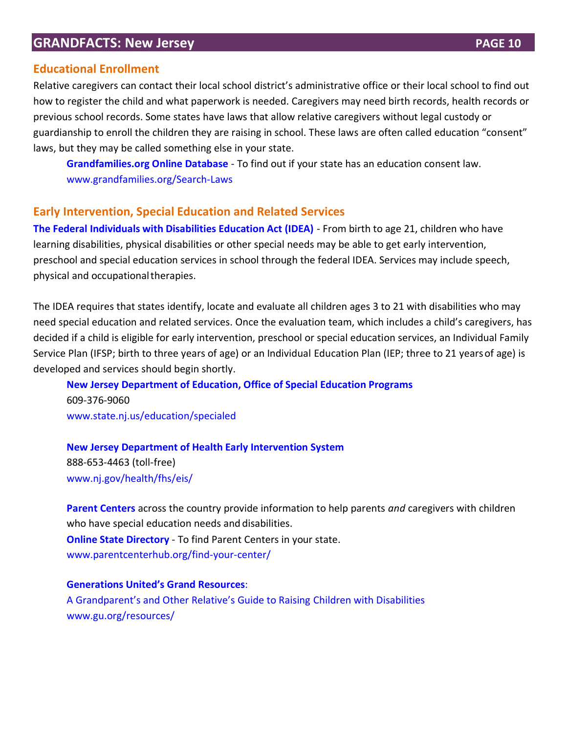## Educational Enrollment

Relative caregivers can contact their local school district's administrative office or their local school to find out how to register the child and what paperwork is needed. Caregivers may need birth records, health records or previous school records. Some states have laws that allow relative caregivers without legal custody or guardianship to enroll the children they are raising in school. These laws are often called education "consent" laws, but they may be called something else in your state.

**Grandfamilies.org Online Database** - To find out if your state has an education consent law.
www.grandfamilies.org/Search-Laws

## Early Intervention, Special Education and Related Services

**The Federal Individuals with Disabilities Education Act (IDEA)** - From birth to age 21, children who have learning disabilities, physical disabilities or other special needs may be able to get early intervention, preschool and special education services in school through the federal IDEA. Services may include speech, physical and occupational therapies.

The IDEA requires that states identify, locate and evaluate all children ages 3 to 21 with disabilities who may need special education and related services. Once the evaluation team, which includes a child's caregivers, has decided if a child is eligible for early intervention, preschool or special education services, an Individual Family Service Plan (IFSP; birth to three years of age) or an Individual Education Plan (IEP; three to 21 years of age) is developed and services should begin shortly.

**New Jersey Department of Education, Office of Special Education Programs**
609-376-9060
www.state.nj.us/education/specialed

**New Jersey Department of Health Early Intervention System**
888-653-4463 (toll-free)
www.nj.gov/health/fhs/eis/

**Parent Centers** across the country provide information to help parents *and* caregivers with children who have special education needs and disabilities.
**Online State Directory** - To find Parent Centers in your state.
www.parentcenterhub.org/find-your-center/

**Generations United's Grand Resources**:
A Grandparent's and Other Relative's Guide to Raising Children with Disabilities
www.gu.org/resources/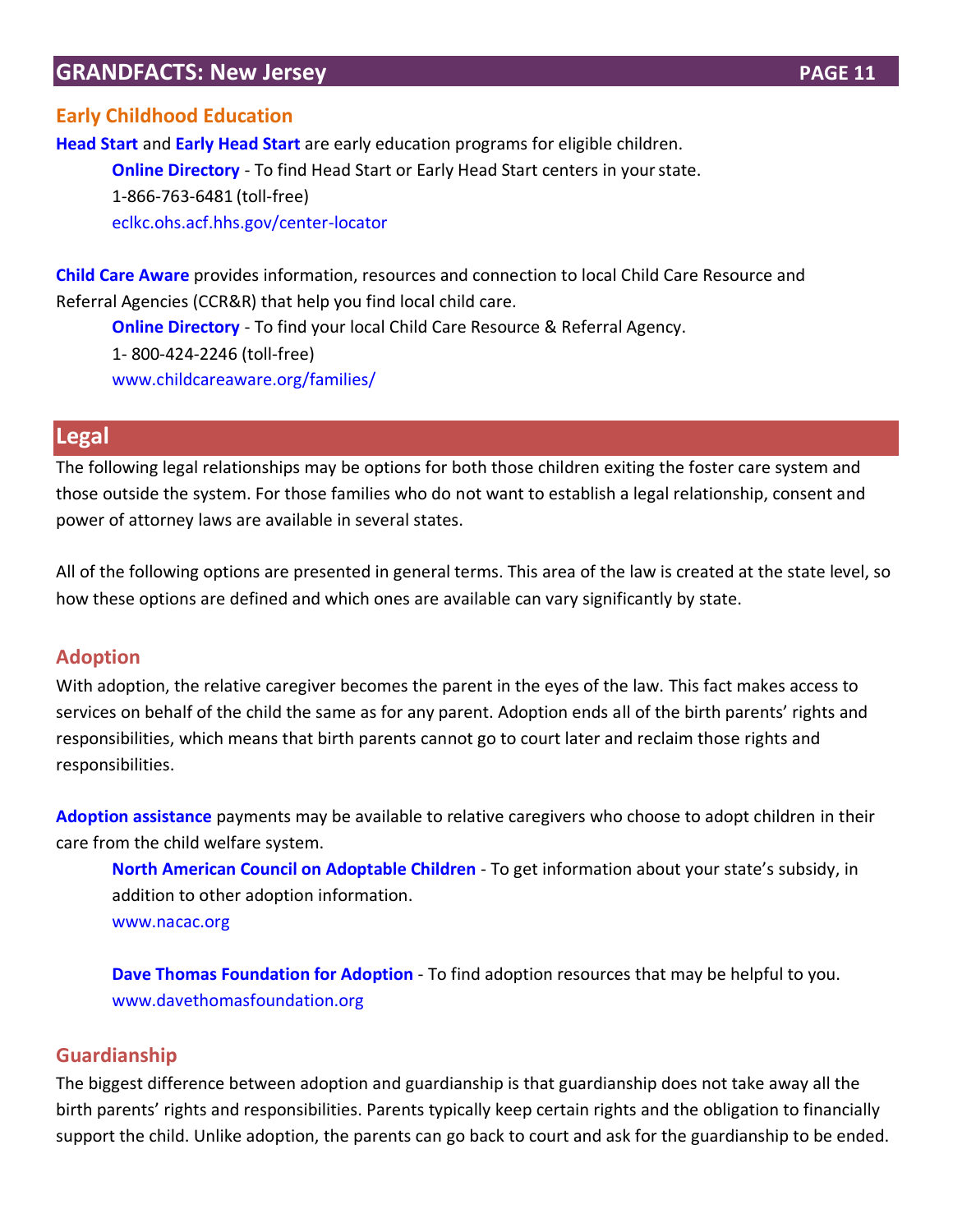## Early Childhood Education

**Head Start** and **Early Head Start** are early education programs for eligible children.

**Online Directory** - To find Head Start or Early Head Start centers in your state.
1-866-763-6481 (toll-free)
eclkc.ohs.acf.hhs.gov/center-locator

**Child Care Aware** provides information, resources and connection to local Child Care Resource and Referral Agencies (CCR&R) that help you find local child care.

**Online Directory** - To find your local Child Care Resource & Referral Agency.
1- 800-424-2246 (toll-free)
www.childcareaware.org/families/

# Legal

The following legal relationships may be options for both those children exiting the foster care system and those outside the system. For those families who do not want to establish a legal relationship, consent and power of attorney laws are available in several states.

All of the following options are presented in general terms. This area of the law is created at the state level, so how these options are defined and which ones are available can vary significantly by state.

## Adoption

With adoption, the relative caregiver becomes the parent in the eyes of the law. This fact makes access to services on behalf of the child the same as for any parent. Adoption ends all of the birth parents' rights and responsibilities, which means that birth parents cannot go to court later and reclaim those rights and responsibilities.

**Adoption assistance** payments may be available to relative caregivers who choose to adopt children in their care from the child welfare system.

**North American Council on Adoptable Children** - To get information about your state's subsidy, in addition to other adoption information.
www.nacac.org

**Dave Thomas Foundation for Adoption** - To find adoption resources that may be helpful to you.
www.davethomasfoundation.org

## Guardianship

The biggest difference between adoption and guardianship is that guardianship does not take away all the birth parents' rights and responsibilities. Parents typically keep certain rights and the obligation to financially support the child. Unlike adoption, the parents can go back to court and ask for the guardianship to be ended.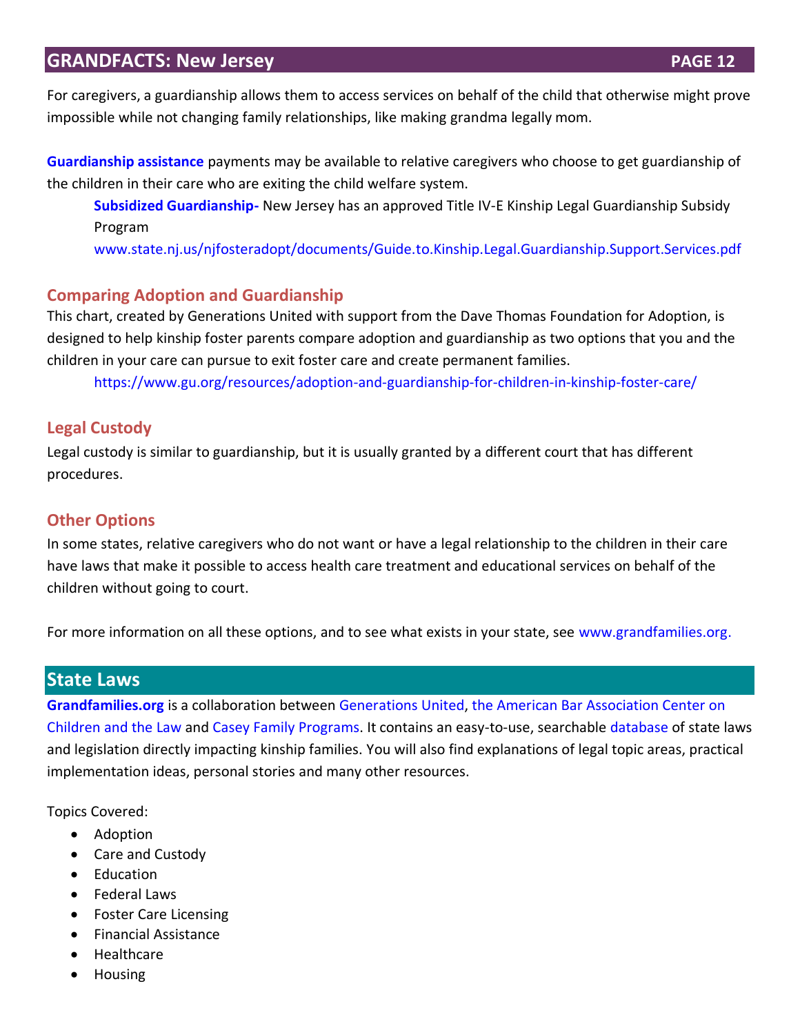For caregivers, a guardianship allows them to access services on behalf of the child that otherwise might prove impossible while not changing family relationships, like making grandma legally mom.

**Guardianship assistance** payments may be available to relative caregivers who choose to get guardianship of the children in their care who are exiting the child welfare system.

> **Subsidized Guardianship-** New Jersey has an approved Title IV-E Kinship Legal Guardianship Subsidy Program
> www.state.nj.us/njfosteradopt/documents/Guide.to.Kinship.Legal.Guardianship.Support.Services.pdf

### Comparing Adoption and Guardianship

This chart, created by Generations United with support from the Dave Thomas Foundation for Adoption, is designed to help kinship foster parents compare adoption and guardianship as two options that you and the children in your care can pursue to exit foster care and create permanent families.

> https://www.gu.org/resources/adoption-and-guardianship-for-children-in-kinship-foster-care/

### Legal Custody

Legal custody is similar to guardianship, but it is usually granted by a different court that has different procedures.

### Other Options

In some states, relative caregivers who do not want or have a legal relationship to the children in their care have laws that make it possible to access health care treatment and educational services on behalf of the children without going to court.

For more information on all these options, and to see what exists in your state, see www.grandfamilies.org.

## State Laws

**Grandfamilies.org** is a collaboration between Generations United, the American Bar Association Center on Children and the Law and Casey Family Programs. It contains an easy-to-use, searchable database of state laws and legislation directly impacting kinship families. You will also find explanations of legal topic areas, practical implementation ideas, personal stories and many other resources.

Topics Covered:

- Adoption
- Care and Custody
- Education
- Federal Laws
- Foster Care Licensing
- Financial Assistance
- Healthcare
- Housing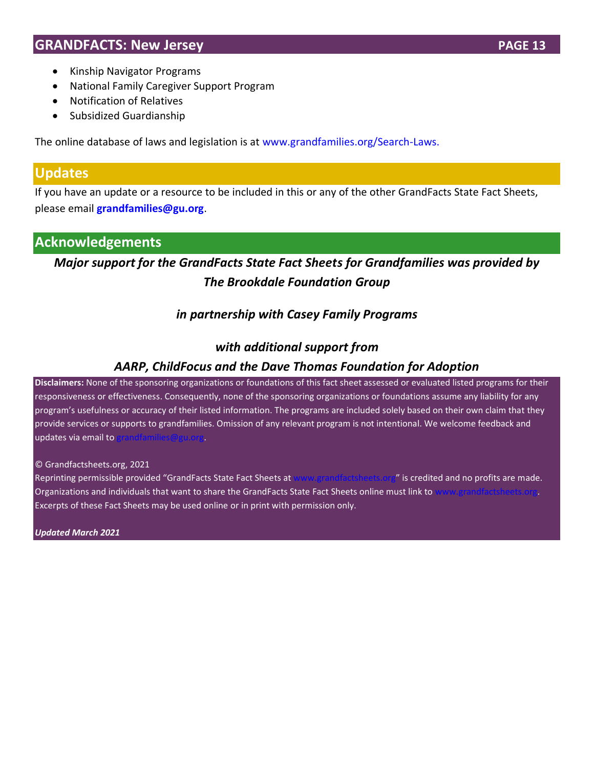- Kinship Navigator Programs
- National Family Caregiver Support Program
- Notification of Relatives
- Subsidized Guardianship

The online database of laws and legislation is at www.grandfamilies.org/Search-Laws.

## Updates

If you have an update or a resource to be included in this or any of the other GrandFacts State Fact Sheets, please email **grandfamilies@gu.org**.

## Acknowledgements

***Major support for the GrandFacts State Fact Sheets for Grandfamilies was provided by The Brookdale Foundation Group***

***in partnership with Casey Family Programs***

***with additional support from***
***AARP, ChildFocus and the Dave Thomas Foundation for Adoption***

**Disclaimers:** None of the sponsoring organizations or foundations of this fact sheet assessed or evaluated listed programs for their responsiveness or effectiveness. Consequently, none of the sponsoring organizations or foundations assume any liability for any program's usefulness or accuracy of their listed information. The programs are included solely based on their own claim that they provide services or supports to grandfamilies. Omission of any relevant program is not intentional. We welcome feedback and updates via email to grandfamilies@gu.org.

© Grandfactsheets.org, 2021

Reprinting permissible provided "GrandFacts State Fact Sheets at www.grandfactsheets.org" is credited and no profits are made. Organizations and individuals that want to share the GrandFacts State Fact Sheets online must link to www.grandfactsheets.org. Excerpts of these Fact Sheets may be used online or in print with permission only.

***Updated March 2021***